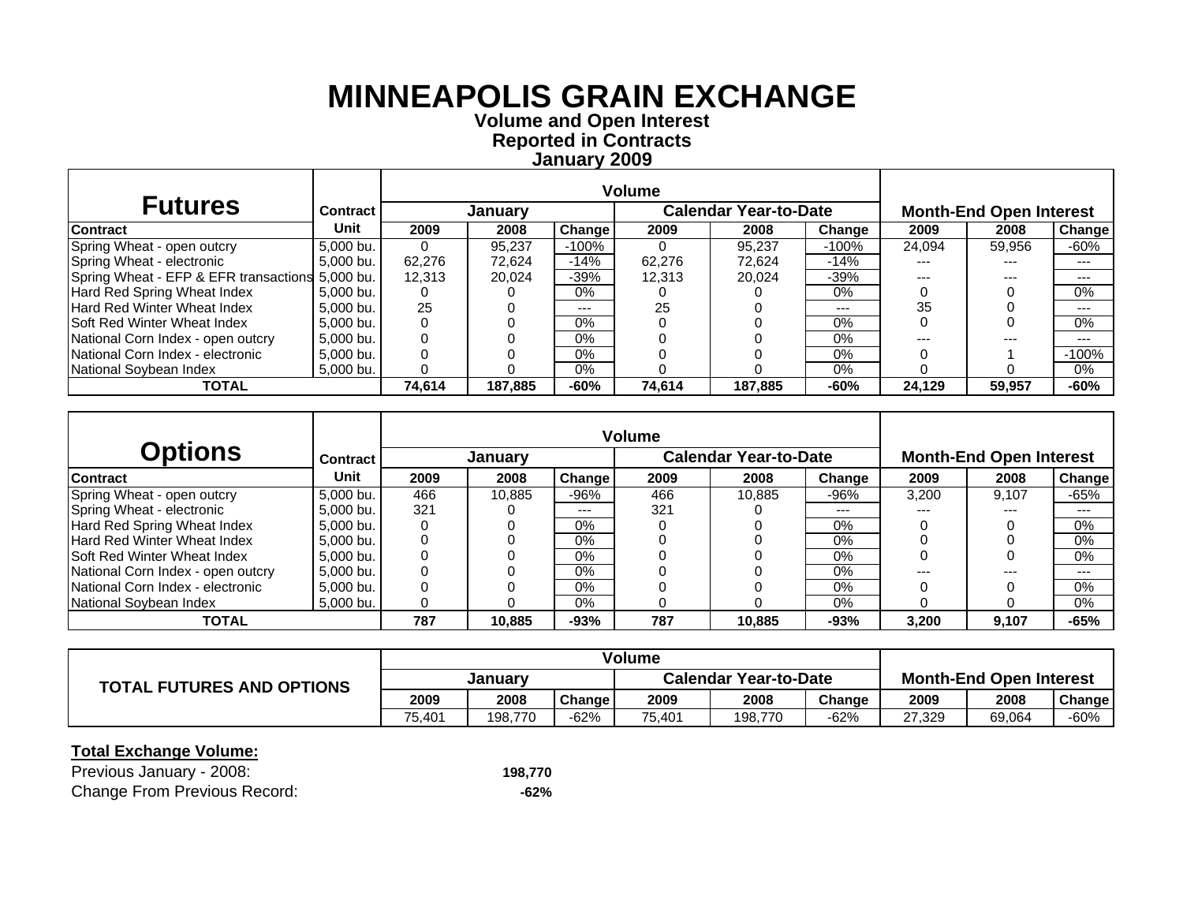# MINNEAPOLIS GRAIN EXCHANGE

**Volume and Open Interest**
**Reported in Contracts**
**January 2009**

| Futures | Contract | Volume | | | | | | Month-End Open Interest | | |
|---|---|---|---|---|---|---|---|---|---|---|
| | | January | | | Calendar Year-to-Date | | | | | |
| Contract | Unit | 2009 | 2008 | Change | 2009 | 2008 | Change | 2009 | 2008 | Change |
| Spring Wheat - open outcry | 5,000 bu. | 0 | 95,237 | -100% | 0 | 95,237 | -100% | 24,094 | 59,956 | -60% |
| Spring Wheat - electronic | 5,000 bu. | 62,276 | 72,624 | -14% | 62,276 | 72,624 | -14% | --- | --- | --- |
| Spring Wheat - EFP & EFR transactions | 5,000 bu. | 12,313 | 20,024 | -39% | 12,313 | 20,024 | -39% | --- | --- | --- |
| Hard Red Spring Wheat Index | 5,000 bu. | 0 | 0 | 0% | 0 | 0 | 0% | 0 | 0 | 0% |
| Hard Red Winter Wheat Index | 5,000 bu. | 25 | 0 | --- | 25 | 0 | --- | 35 | 0 | --- |
| Soft Red Winter Wheat Index | 5,000 bu. | 0 | 0 | 0% | 0 | 0 | 0% | 0 | 0 | 0% |
| National Corn Index - open outcry | 5,000 bu. | 0 | 0 | 0% | 0 | 0 | 0% | --- | --- | --- |
| National Corn Index - electronic | 5,000 bu. | 0 | 0 | 0% | 0 | 0 | 0% | 0 | 1 | -100% |
| National Soybean Index | 5,000 bu. | 0 | 0 | 0% | 0 | 0 | 0% | 0 | 0 | 0% |
| **TOTAL** | | **74,614** | **187,885** | **-60%** | **74,614** | **187,885** | **-60%** | **24,129** | **59,957** | **-60%** |

| Options | Contract | Volume | | | | | | Month-End Open Interest | | |
|---|---|---|---|---|---|---|---|---|---|---|
| | | January | | | Calendar Year-to-Date | | | | | |
| Contract | Unit | 2009 | 2008 | Change | 2009 | 2008 | Change | 2009 | 2008 | Change |
| Spring Wheat - open outcry | 5,000 bu. | 466 | 10,885 | -96% | 466 | 10,885 | -96% | 3,200 | 9,107 | -65% |
| Spring Wheat - electronic | 5,000 bu. | 321 | 0 | --- | 321 | 0 | --- | --- | --- | --- |
| Hard Red Spring Wheat Index | 5,000 bu. | 0 | 0 | 0% | 0 | 0 | 0% | 0 | 0 | 0% |
| Hard Red Winter Wheat Index | 5,000 bu. | 0 | 0 | 0% | 0 | 0 | 0% | 0 | 0 | 0% |
| Soft Red Winter Wheat Index | 5,000 bu. | 0 | 0 | 0% | 0 | 0 | 0% | 0 | 0 | 0% |
| National Corn Index - open outcry | 5,000 bu. | 0 | 0 | 0% | 0 | 0 | 0% | --- | --- | --- |
| National Corn Index - electronic | 5,000 bu. | 0 | 0 | 0% | 0 | 0 | 0% | 0 | 0 | 0% |
| National Soybean Index | 5,000 bu. | 0 | 0 | 0% | 0 | 0 | 0% | 0 | 0 | 0% |
| **TOTAL** | | **787** | **10,885** | **-93%** | **787** | **10,885** | **-93%** | **3,200** | **9,107** | **-65%** |

| TOTAL FUTURES AND OPTIONS | Volume | | | | | | Month-End Open Interest | | |
|---|---|---|---|---|---|---|---|---|---|
| | January | | | Calendar Year-to-Date | | | | | |
| | 2009 | 2008 | Change | 2009 | 2008 | Change | 2009 | 2008 | Change |
| | 75,401 | 198,770 | -62% | 75,401 | 198,770 | -62% | 27,329 | 69,064 | -60% |

**Total Exchange Volume:**

Previous January - 2008: **198,770**

Change From Previous Record: **-62%**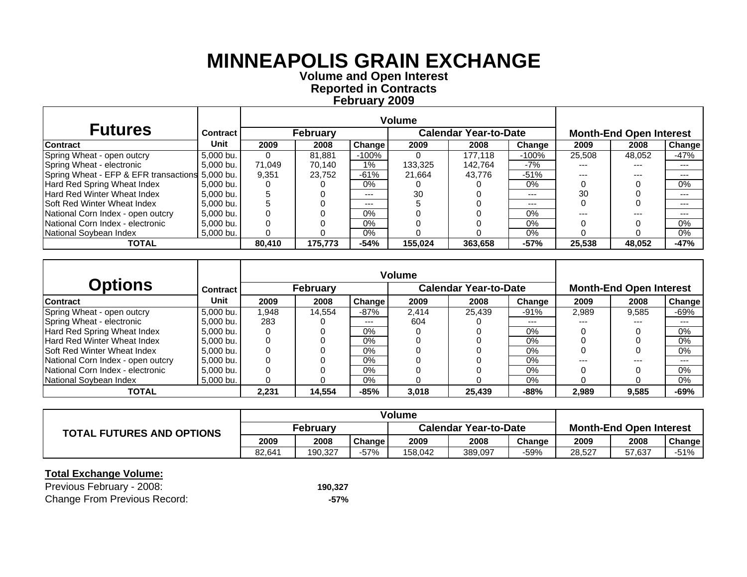# MINNEAPOLIS GRAIN EXCHANGE

**Volume and Open Interest**
**Reported in Contracts**
**February 2009**

| Futures | Contract | Volume | | | | | | Month-End Open Interest | | |
|---|---|---|---|---|---|---|---|---|---|---|
| | | February | | | Calendar Year-to-Date | | | | | |
| Contract | Unit | 2009 | 2008 | Change | 2009 | 2008 | Change | 2009 | 2008 | Change |
| Spring Wheat - open outcry | 5,000 bu. | 0 | 81,881 | -100% | 0 | 177,118 | -100% | 25,508 | 48,052 | -47% |
| Spring Wheat - electronic | 5,000 bu. | 71,049 | 70,140 | 1% | 133,325 | 142,764 | -7% | --- | --- | --- |
| Spring Wheat - EFP & EFR transactions | 5,000 bu. | 9,351 | 23,752 | -61% | 21,664 | 43,776 | -51% | --- | --- | --- |
| Hard Red Spring Wheat Index | 5,000 bu. | 0 | 0 | 0% | 0 | 0 | 0% | 0 | 0 | 0% |
| Hard Red Winter Wheat Index | 5,000 bu. | 5 | 0 | --- | 30 | 0 | --- | 30 | 0 | --- |
| Soft Red Winter Wheat Index | 5,000 bu. | 5 | 0 | --- | 5 | 0 | --- | 0 | 0 | --- |
| National Corn Index - open outcry | 5,000 bu. | 0 | 0 | 0% | 0 | 0 | 0% | --- | --- | --- |
| National Corn Index - electronic | 5,000 bu. | 0 | 0 | 0% | 0 | 0 | 0% | 0 | 0 | 0% |
| National Soybean Index | 5,000 bu. | 0 | 0 | 0% | 0 | 0 | 0% | 0 | 0 | 0% |
| **TOTAL** | | **80,410** | **175,773** | **-54%** | **155,024** | **363,658** | **-57%** | **25,538** | **48,052** | **-47%** |

| Options | Contract | Volume | | | | | | Month-End Open Interest | | |
|---|---|---|---|---|---|---|---|---|---|---|
| | | February | | | Calendar Year-to-Date | | | | | |
| Contract | Unit | 2009 | 2008 | Change | 2009 | 2008 | Change | 2009 | 2008 | Change |
| Spring Wheat - open outcry | 5,000 bu. | 1,948 | 14,554 | -87% | 2,414 | 25,439 | -91% | 2,989 | 9,585 | -69% |
| Spring Wheat - electronic | 5,000 bu. | 283 | 0 | --- | 604 | 0 | --- | --- | --- | --- |
| Hard Red Spring Wheat Index | 5,000 bu. | 0 | 0 | 0% | 0 | 0 | 0% | 0 | 0 | 0% |
| Hard Red Winter Wheat Index | 5,000 bu. | 0 | 0 | 0% | 0 | 0 | 0% | 0 | 0 | 0% |
| Soft Red Winter Wheat Index | 5,000 bu. | 0 | 0 | 0% | 0 | 0 | 0% | 0 | 0 | 0% |
| National Corn Index - open outcry | 5,000 bu. | 0 | 0 | 0% | 0 | 0 | 0% | --- | --- | --- |
| National Corn Index - electronic | 5,000 bu. | 0 | 0 | 0% | 0 | 0 | 0% | 0 | 0 | 0% |
| National Soybean Index | 5,000 bu. | 0 | 0 | 0% | 0 | 0 | 0% | 0 | 0 | 0% |
| **TOTAL** | | **2,231** | **14,554** | **-85%** | **3,018** | **25,439** | **-88%** | **2,989** | **9,585** | **-69%** |

| TOTAL FUTURES AND OPTIONS | Volume | | | | | | Month-End Open Interest | | |
|---|---|---|---|---|---|---|---|---|---|
| | February | | | Calendar Year-to-Date | | | | | |
| | 2009 | 2008 | Change | 2009 | 2008 | Change | 2009 | 2008 | Change |
| | 82,641 | 190,327 | -57% | 158,042 | 389,097 | -59% | 28,527 | 57,637 | -51% |

**Total Exchange Volume:**

Previous February - 2008: **190,327**

Change From Previous Record: **-57%**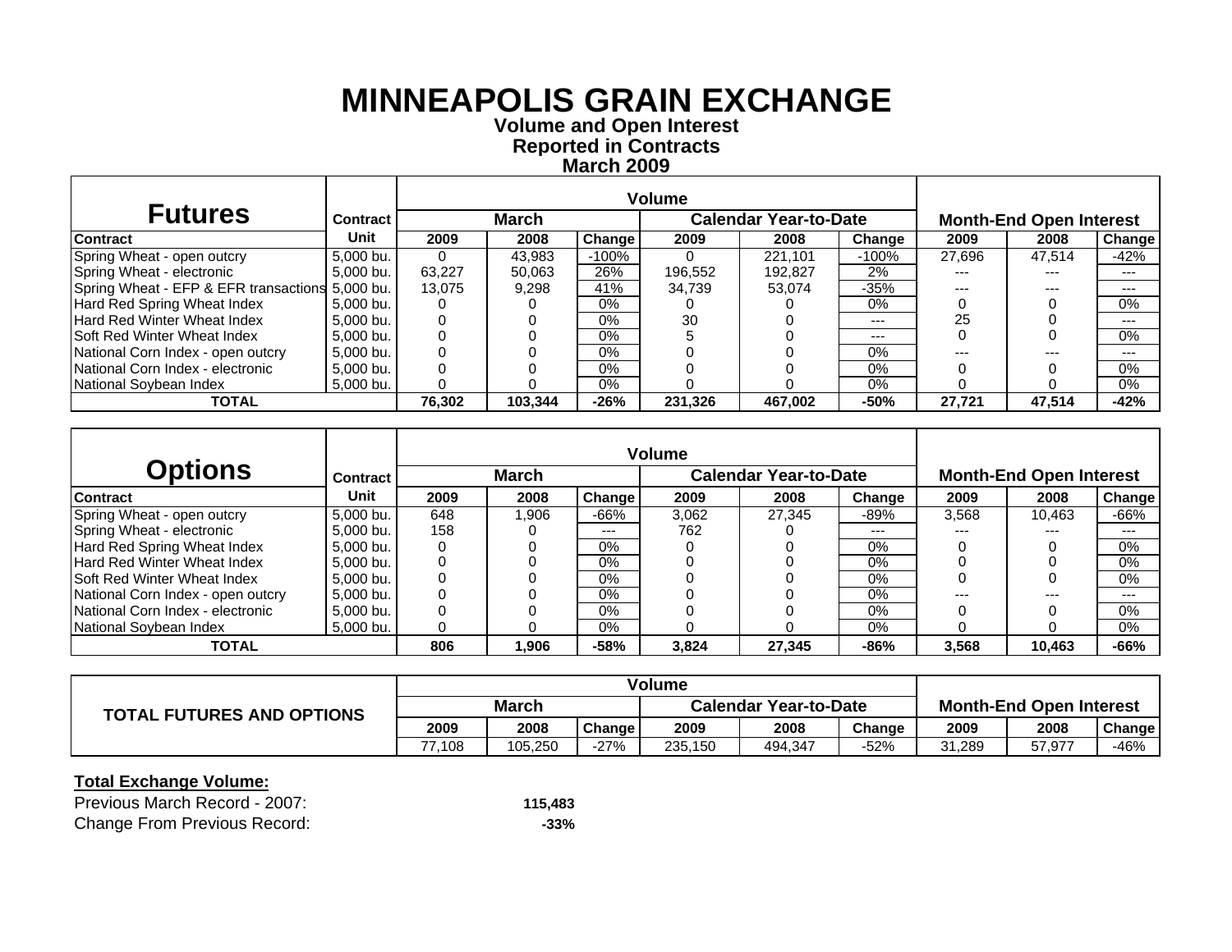# MINNEAPOLIS GRAIN EXCHANGE

**Volume and Open Interest**
**Reported in Contracts**
**March 2009**

| Futures | Contract | Volume | | | | | | Month-End Open Interest | | |
|---|---|---|---|---|---|---|---|---|---|---|
| | | March | | | Calendar Year-to-Date | | | | | |
| Contract | Unit | 2009 | 2008 | Change | 2009 | 2008 | Change | 2009 | 2008 | Change |
| Spring Wheat - open outcry | 5,000 bu. | 0 | 43,983 | -100% | 0 | 221,101 | -100% | 27,696 | 47,514 | -42% |
| Spring Wheat - electronic | 5,000 bu. | 63,227 | 50,063 | 26% | 196,552 | 192,827 | 2% | --- | --- | --- |
| Spring Wheat - EFP & EFR transactions | 5,000 bu. | 13,075 | 9,298 | 41% | 34,739 | 53,074 | -35% | --- | --- | --- |
| Hard Red Spring Wheat Index | 5,000 bu. | 0 | 0 | 0% | 0 | 0 | 0% | 0 | 0 | 0% |
| Hard Red Winter Wheat Index | 5,000 bu. | 0 | 0 | 0% | 30 | 0 | --- | 25 | 0 | --- |
| Soft Red Winter Wheat Index | 5,000 bu. | 0 | 0 | 0% | 5 | 0 | --- | 0 | 0 | 0% |
| National Corn Index - open outcry | 5,000 bu. | 0 | 0 | 0% | 0 | 0 | 0% | --- | --- | --- |
| National Corn Index - electronic | 5,000 bu. | 0 | 0 | 0% | 0 | 0 | 0% | 0 | 0 | 0% |
| National Soybean Index | 5,000 bu. | 0 | 0 | 0% | 0 | 0 | 0% | 0 | 0 | 0% |
| **TOTAL** | | **76,302** | **103,344** | **-26%** | **231,326** | **467,002** | **-50%** | **27,721** | **47,514** | **-42%** |

| Options | Contract | Volume | | | | | | Month-End Open Interest | | |
|---|---|---|---|---|---|---|---|---|---|---|
| | | March | | | Calendar Year-to-Date | | | | | |
| Contract | Unit | 2009 | 2008 | Change | 2009 | 2008 | Change | 2009 | 2008 | Change |
| Spring Wheat - open outcry | 5,000 bu. | 648 | 1,906 | -66% | 3,062 | 27,345 | -89% | 3,568 | 10,463 | -66% |
| Spring Wheat - electronic | 5,000 bu. | 158 | 0 | --- | 762 | 0 | --- | --- | --- | --- |
| Hard Red Spring Wheat Index | 5,000 bu. | 0 | 0 | 0% | 0 | 0 | 0% | 0 | 0 | 0% |
| Hard Red Winter Wheat Index | 5,000 bu. | 0 | 0 | 0% | 0 | 0 | 0% | 0 | 0 | 0% |
| Soft Red Winter Wheat Index | 5,000 bu. | 0 | 0 | 0% | 0 | 0 | 0% | 0 | 0 | 0% |
| National Corn Index - open outcry | 5,000 bu. | 0 | 0 | 0% | 0 | 0 | 0% | --- | --- | --- |
| National Corn Index - electronic | 5,000 bu. | 0 | 0 | 0% | 0 | 0 | 0% | 0 | 0 | 0% |
| National Soybean Index | 5,000 bu. | 0 | 0 | 0% | 0 | 0 | 0% | 0 | 0 | 0% |
| **TOTAL** | | **806** | **1,906** | **-58%** | **3,824** | **27,345** | **-86%** | **3,568** | **10,463** | **-66%** |

| TOTAL FUTURES AND OPTIONS | Volume | | | | | | Month-End Open Interest | | |
|---|---|---|---|---|---|---|---|---|---|
| | March | | | Calendar Year-to-Date | | | | | |
| | 2009 | 2008 | Change | 2009 | 2008 | Change | 2009 | 2008 | Change |
| | 77,108 | 105,250 | -27% | 235,150 | 494,347 | -52% | 31,289 | 57,977 | -46% |

**Total Exchange Volume:**

Previous March Record - 2007: **115,483**

Change From Previous Record: **-33%**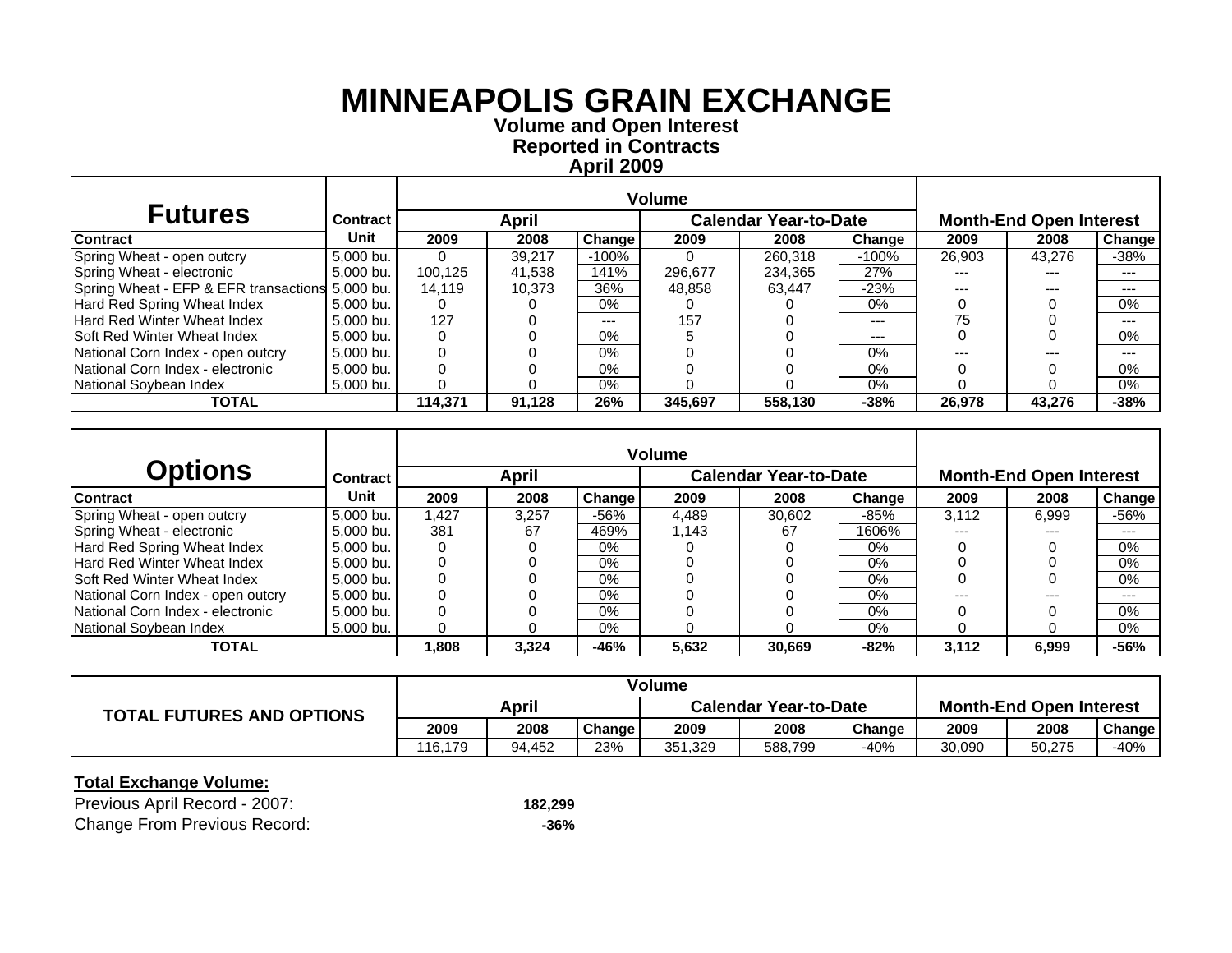# MINNEAPOLIS GRAIN EXCHANGE

**Volume and Open Interest**
**Reported in Contracts**
**April 2009**

| Futures | Contract | Volume | | | | | | Month-End Open Interest | | |
|---|---|---|---|---|---|---|---|---|---|---|
| | | April | | | Calendar Year-to-Date | | | | | |
| Contract | Unit | 2009 | 2008 | Change | 2009 | 2008 | Change | 2009 | 2008 | Change |
| Spring Wheat - open outcry | 5,000 bu. | 0 | 39,217 | -100% | 0 | 260,318 | -100% | 26,903 | 43,276 | -38% |
| Spring Wheat - electronic | 5,000 bu. | 100,125 | 41,538 | 141% | 296,677 | 234,365 | 27% | --- | --- | --- |
| Spring Wheat - EFP & EFR transactions | 5,000 bu. | 14,119 | 10,373 | 36% | 48,858 | 63,447 | -23% | --- | --- | --- |
| Hard Red Spring Wheat Index | 5,000 bu. | 0 | 0 | 0% | 0 | 0 | 0% | 0 | 0 | 0% |
| Hard Red Winter Wheat Index | 5,000 bu. | 127 | 0 | --- | 157 | 0 | --- | 75 | 0 | --- |
| Soft Red Winter Wheat Index | 5,000 bu. | 0 | 0 | 0% | 5 | 0 | --- | 0 | 0 | 0% |
| National Corn Index - open outcry | 5,000 bu. | 0 | 0 | 0% | 0 | 0 | 0% | --- | --- | --- |
| National Corn Index - electronic | 5,000 bu. | 0 | 0 | 0% | 0 | 0 | 0% | 0 | 0 | 0% |
| National Soybean Index | 5,000 bu. | 0 | 0 | 0% | 0 | 0 | 0% | 0 | 0 | 0% |
| **TOTAL** | | **114,371** | **91,128** | **26%** | **345,697** | **558,130** | **-38%** | **26,978** | **43,276** | **-38%** |

| Options | Contract | Volume | | | | | | Month-End Open Interest | | |
|---|---|---|---|---|---|---|---|---|---|---|
| | | April | | | Calendar Year-to-Date | | | | | |
| Contract | Unit | 2009 | 2008 | Change | 2009 | 2008 | Change | 2009 | 2008 | Change |
| Spring Wheat - open outcry | 5,000 bu. | 1,427 | 3,257 | -56% | 4,489 | 30,602 | -85% | 3,112 | 6,999 | -56% |
| Spring Wheat - electronic | 5,000 bu. | 381 | 67 | 469% | 1,143 | 67 | 1606% | --- | --- | --- |
| Hard Red Spring Wheat Index | 5,000 bu. | 0 | 0 | 0% | 0 | 0 | 0% | 0 | 0 | 0% |
| Hard Red Winter Wheat Index | 5,000 bu. | 0 | 0 | 0% | 0 | 0 | 0% | 0 | 0 | 0% |
| Soft Red Winter Wheat Index | 5,000 bu. | 0 | 0 | 0% | 0 | 0 | 0% | 0 | 0 | 0% |
| National Corn Index - open outcry | 5,000 bu. | 0 | 0 | 0% | 0 | 0 | 0% | --- | --- | --- |
| National Corn Index - electronic | 5,000 bu. | 0 | 0 | 0% | 0 | 0 | 0% | 0 | 0 | 0% |
| National Soybean Index | 5,000 bu. | 0 | 0 | 0% | 0 | 0 | 0% | 0 | 0 | 0% |
| **TOTAL** | | **1,808** | **3,324** | **-46%** | **5,632** | **30,669** | **-82%** | **3,112** | **6,999** | **-56%** |

| TOTAL FUTURES AND OPTIONS | Volume | | | | | | Month-End Open Interest | | |
|---|---|---|---|---|---|---|---|---|---|
| | April | | | Calendar Year-to-Date | | | | | |
| | 2009 | 2008 | Change | 2009 | 2008 | Change | 2009 | 2008 | Change |
| | 116,179 | 94,452 | 23% | 351,329 | 588,799 | -40% | 30,090 | 50,275 | -40% |

**Total Exchange Volume:**

Previous April Record - 2007: **182,299**

Change From Previous Record: **-36%**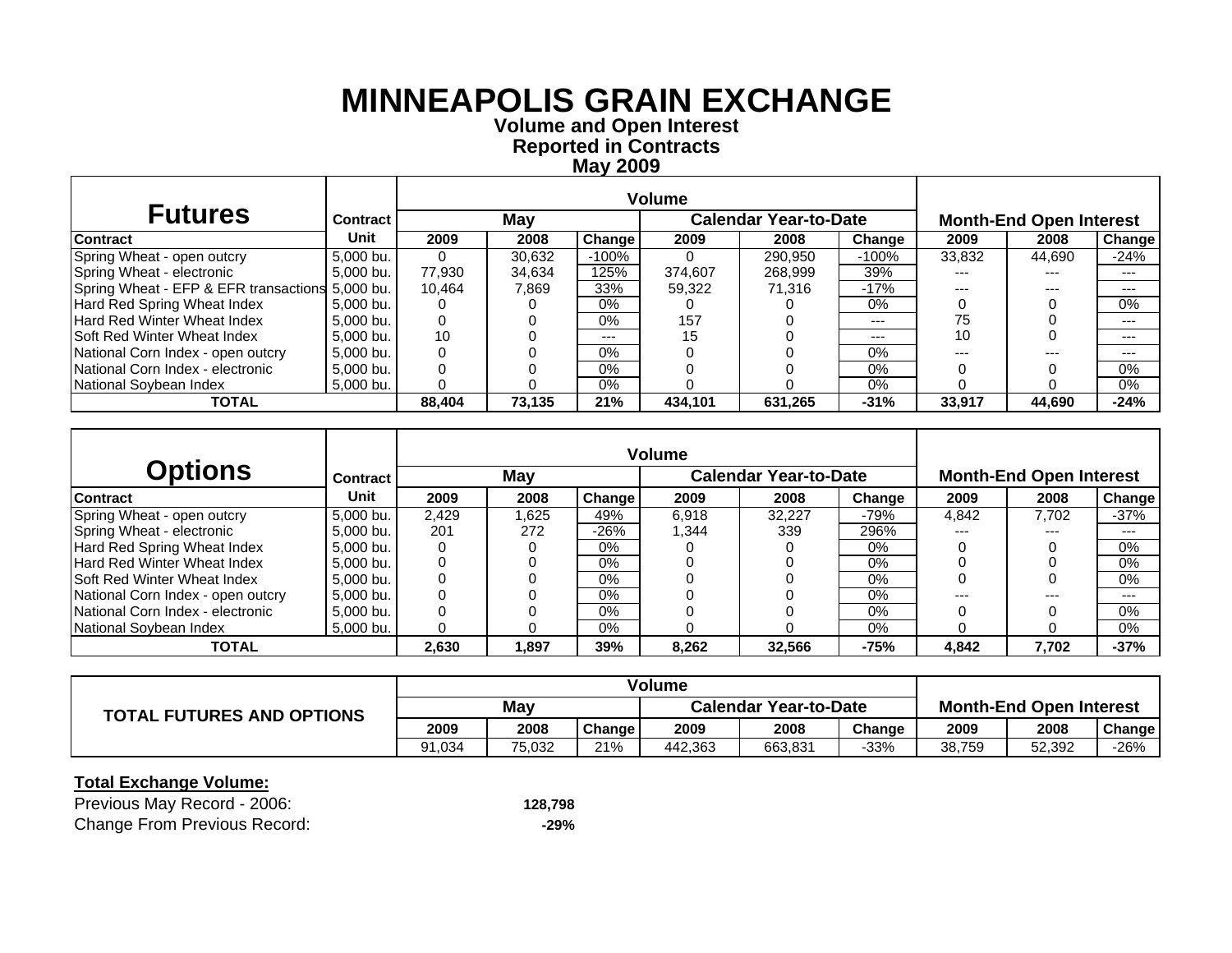# MINNEAPOLIS GRAIN EXCHANGE

**Volume and Open Interest**
**Reported in Contracts**
**May 2009**

| Futures | Contract | Volume | | | | | | Month-End Open Interest | | |
|---|---|---|---|---|---|---|---|---|---|---|
| | | May | | | Calendar Year-to-Date | | | | | |
| Contract | Unit | 2009 | 2008 | Change | 2009 | 2008 | Change | 2009 | 2008 | Change |
| Spring Wheat - open outcry | 5,000 bu. | 0 | 30,632 | -100% | 0 | 290,950 | -100% | 33,832 | 44,690 | -24% |
| Spring Wheat - electronic | 5,000 bu. | 77,930 | 34,634 | 125% | 374,607 | 268,999 | 39% | --- | --- | --- |
| Spring Wheat - EFP & EFR transactions | 5,000 bu. | 10,464 | 7,869 | 33% | 59,322 | 71,316 | -17% | --- | --- | --- |
| Hard Red Spring Wheat Index | 5,000 bu. | 0 | 0 | 0% | 0 | 0 | 0% | 0 | 0 | 0% |
| Hard Red Winter Wheat Index | 5,000 bu. | 0 | 0 | 0% | 157 | 0 | --- | 75 | 0 | --- |
| Soft Red Winter Wheat Index | 5,000 bu. | 10 | 0 | --- | 15 | 0 | --- | 10 | 0 | --- |
| National Corn Index - open outcry | 5,000 bu. | 0 | 0 | 0% | 0 | 0 | 0% | --- | --- | --- |
| National Corn Index - electronic | 5,000 bu. | 0 | 0 | 0% | 0 | 0 | 0% | 0 | 0 | 0% |
| National Soybean Index | 5,000 bu. | 0 | 0 | 0% | 0 | 0 | 0% | 0 | 0 | 0% |
| **TOTAL** | | **88,404** | **73,135** | **21%** | **434,101** | **631,265** | **-31%** | **33,917** | **44,690** | **-24%** |

| Options | Contract | Volume | | | | | | Month-End Open Interest | | |
|---|---|---|---|---|---|---|---|---|---|---|
| | | May | | | Calendar Year-to-Date | | | | | |
| Contract | Unit | 2009 | 2008 | Change | 2009 | 2008 | Change | 2009 | 2008 | Change |
| Spring Wheat - open outcry | 5,000 bu. | 2,429 | 1,625 | 49% | 6,918 | 32,227 | -79% | 4,842 | 7,702 | -37% |
| Spring Wheat - electronic | 5,000 bu. | 201 | 272 | -26% | 1,344 | 339 | 296% | --- | --- | --- |
| Hard Red Spring Wheat Index | 5,000 bu. | 0 | 0 | 0% | 0 | 0 | 0% | 0 | 0 | 0% |
| Hard Red Winter Wheat Index | 5,000 bu. | 0 | 0 | 0% | 0 | 0 | 0% | 0 | 0 | 0% |
| Soft Red Winter Wheat Index | 5,000 bu. | 0 | 0 | 0% | 0 | 0 | 0% | 0 | 0 | 0% |
| National Corn Index - open outcry | 5,000 bu. | 0 | 0 | 0% | 0 | 0 | 0% | --- | --- | --- |
| National Corn Index - electronic | 5,000 bu. | 0 | 0 | 0% | 0 | 0 | 0% | 0 | 0 | 0% |
| National Soybean Index | 5,000 bu. | 0 | 0 | 0% | 0 | 0 | 0% | 0 | 0 | 0% |
| **TOTAL** | | **2,630** | **1,897** | **39%** | **8,262** | **32,566** | **-75%** | **4,842** | **7,702** | **-37%** |

| TOTAL FUTURES AND OPTIONS | Volume | | | | | | Month-End Open Interest | | |
|---|---|---|---|---|---|---|---|---|---|
| | May | | | Calendar Year-to-Date | | | | | |
| | 2009 | 2008 | Change | 2009 | 2008 | Change | 2009 | 2008 | Change |
| | 91,034 | 75,032 | 21% | 442,363 | 663,831 | -33% | 38,759 | 52,392 | -26% |

**Total Exchange Volume:**

Previous May Record - 2006: **128,798**

Change From Previous Record: **-29%**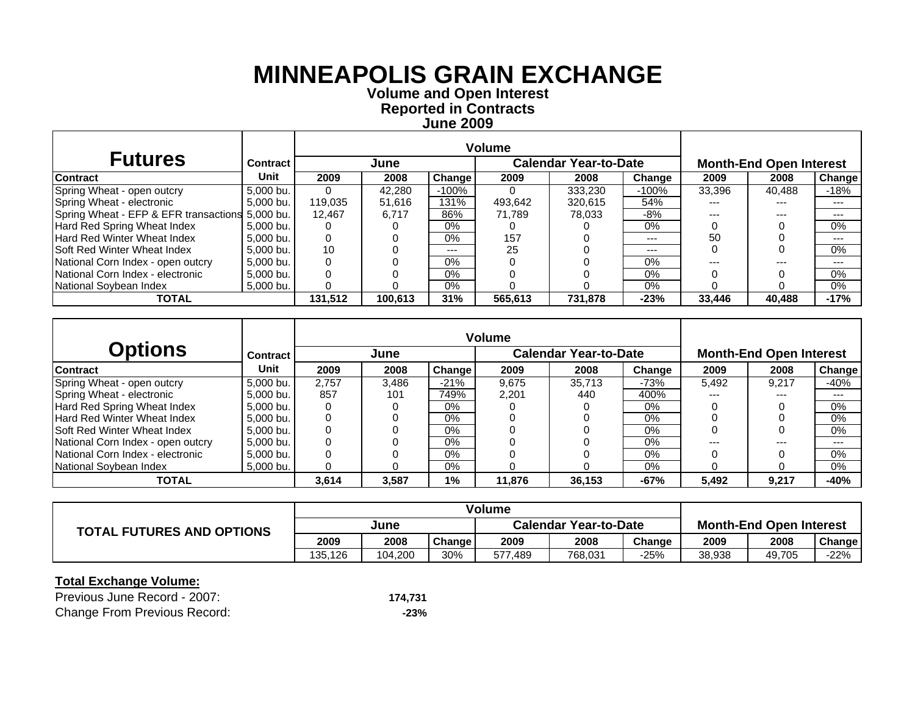# MINNEAPOLIS GRAIN EXCHANGE

**Volume and Open Interest**
**Reported in Contracts**
**June 2009**

| Futures | Contract | Volume | | | | | | Month-End Open Interest | | |
|---|---|---|---|---|---|---|---|---|---|---|
| | | June | | | Calendar Year-to-Date | | | | | |
| Contract | Unit | 2009 | 2008 | Change | 2009 | 2008 | Change | 2009 | 2008 | Change |
| Spring Wheat - open outcry | 5,000 bu. | 0 | 42,280 | -100% | 0 | 333,230 | -100% | 33,396 | 40,488 | -18% |
| Spring Wheat - electronic | 5,000 bu. | 119,035 | 51,616 | 131% | 493,642 | 320,615 | 54% | --- | --- | --- |
| Spring Wheat - EFP & EFR transactions | 5,000 bu. | 12,467 | 6,717 | 86% | 71,789 | 78,033 | -8% | --- | --- | --- |
| Hard Red Spring Wheat Index | 5,000 bu. | 0 | 0 | 0% | 0 | 0 | 0% | 0 | 0 | 0% |
| Hard Red Winter Wheat Index | 5,000 bu. | 0 | 0 | 0% | 157 | 0 | --- | 50 | 0 | --- |
| Soft Red Winter Wheat Index | 5,000 bu. | 10 | 0 | --- | 25 | 0 | --- | 0 | 0 | 0% |
| National Corn Index - open outcry | 5,000 bu. | 0 | 0 | 0% | 0 | 0 | 0% | --- | --- | --- |
| National Corn Index - electronic | 5,000 bu. | 0 | 0 | 0% | 0 | 0 | 0% | 0 | 0 | 0% |
| National Soybean Index | 5,000 bu. | 0 | 0 | 0% | 0 | 0 | 0% | 0 | 0 | 0% |
| **TOTAL** | | **131,512** | **100,613** | **31%** | **565,613** | **731,878** | **-23%** | **33,446** | **40,488** | **-17%** |

| Options | Contract | Volume | | | | | | Month-End Open Interest | | |
|---|---|---|---|---|---|---|---|---|---|---|
| | | June | | | Calendar Year-to-Date | | | | | |
| Contract | Unit | 2009 | 2008 | Change | 2009 | 2008 | Change | 2009 | 2008 | Change |
| Spring Wheat - open outcry | 5,000 bu. | 2,757 | 3,486 | -21% | 9,675 | 35,713 | -73% | 5,492 | 9,217 | -40% |
| Spring Wheat - electronic | 5,000 bu. | 857 | 101 | 749% | 2,201 | 440 | 400% | --- | --- | --- |
| Hard Red Spring Wheat Index | 5,000 bu. | 0 | 0 | 0% | 0 | 0 | 0% | 0 | 0 | 0% |
| Hard Red Winter Wheat Index | 5,000 bu. | 0 | 0 | 0% | 0 | 0 | 0% | 0 | 0 | 0% |
| Soft Red Winter Wheat Index | 5,000 bu. | 0 | 0 | 0% | 0 | 0 | 0% | 0 | 0 | 0% |
| National Corn Index - open outcry | 5,000 bu. | 0 | 0 | 0% | 0 | 0 | 0% | --- | --- | --- |
| National Corn Index - electronic | 5,000 bu. | 0 | 0 | 0% | 0 | 0 | 0% | 0 | 0 | 0% |
| National Soybean Index | 5,000 bu. | 0 | 0 | 0% | 0 | 0 | 0% | 0 | 0 | 0% |
| **TOTAL** | | **3,614** | **3,587** | **1%** | **11,876** | **36,153** | **-67%** | **5,492** | **9,217** | **-40%** |

| TOTAL FUTURES AND OPTIONS | Volume | | | | | | Month-End Open Interest | | |
|---|---|---|---|---|---|---|---|---|---|
| | June | | | Calendar Year-to-Date | | | | | |
| | 2009 | 2008 | Change | 2009 | 2008 | Change | 2009 | 2008 | Change |
| | 135,126 | 104,200 | 30% | 577,489 | 768,031 | -25% | 38,938 | 49,705 | -22% |

**Total Exchange Volume:**

Previous June Record - 2007: **174,731**

Change From Previous Record: **-23%**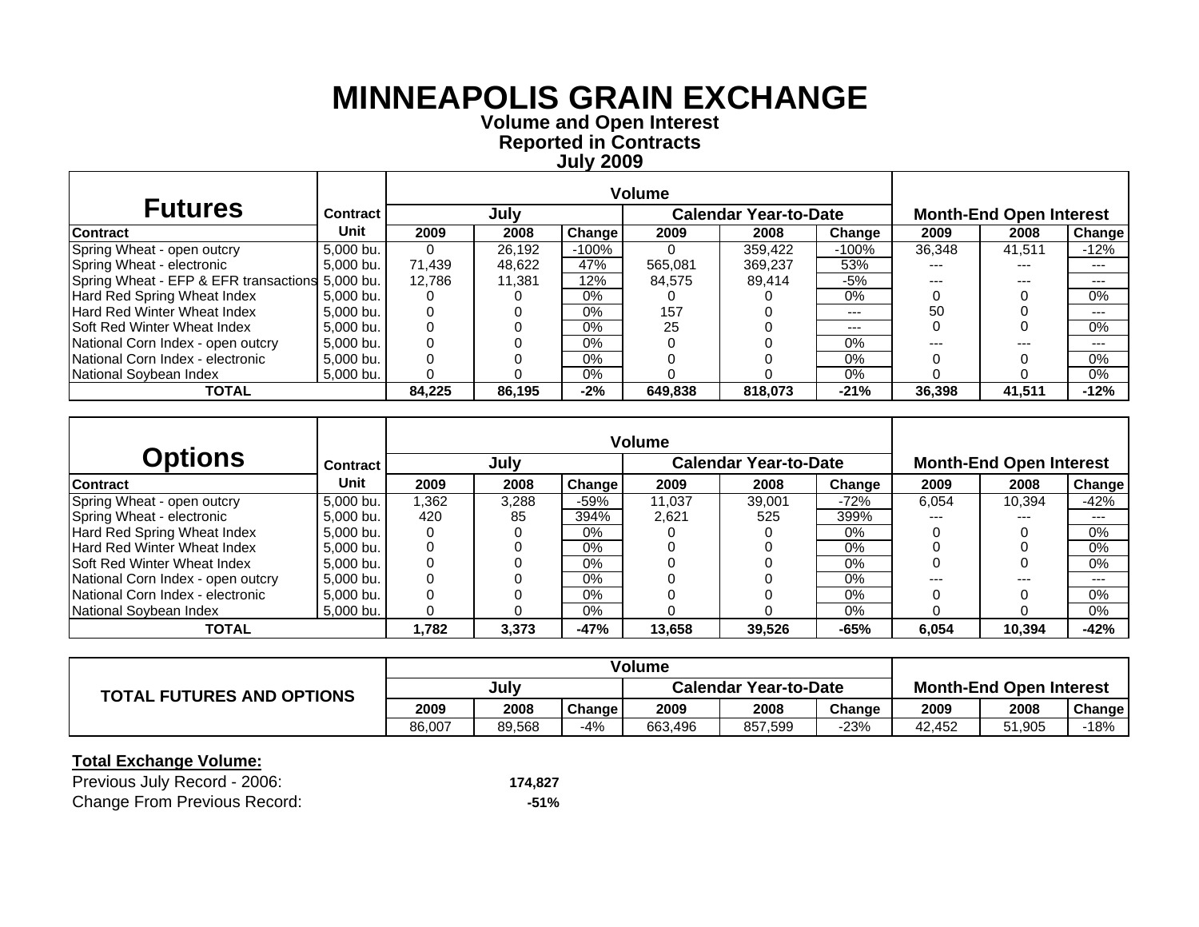# MINNEAPOLIS GRAIN EXCHANGE

**Volume and Open Interest**
**Reported in Contracts**
**July 2009**

| Futures | Contract | Volume | | | | | | Month-End Open Interest | | |
|---|---|---|---|---|---|---|---|---|---|---|
| | | July | | | Calendar Year-to-Date | | | | | |
| Contract | Unit | 2009 | 2008 | Change | 2009 | 2008 | Change | 2009 | 2008 | Change |
| Spring Wheat - open outcry | 5,000 bu. | 0 | 26,192 | -100% | 0 | 359,422 | -100% | 36,348 | 41,511 | -12% |
| Spring Wheat - electronic | 5,000 bu. | 71,439 | 48,622 | 47% | 565,081 | 369,237 | 53% | --- | --- | --- |
| Spring Wheat - EFP & EFR transactions | 5,000 bu. | 12,786 | 11,381 | 12% | 84,575 | 89,414 | -5% | --- | --- | --- |
| Hard Red Spring Wheat Index | 5,000 bu. | 0 | 0 | 0% | 0 | 0 | 0% | 0 | 0 | 0% |
| Hard Red Winter Wheat Index | 5,000 bu. | 0 | 0 | 0% | 157 | 0 | --- | 50 | 0 | --- |
| Soft Red Winter Wheat Index | 5,000 bu. | 0 | 0 | 0% | 25 | 0 | --- | 0 | 0 | 0% |
| National Corn Index - open outcry | 5,000 bu. | 0 | 0 | 0% | 0 | 0 | 0% | --- | --- | --- |
| National Corn Index - electronic | 5,000 bu. | 0 | 0 | 0% | 0 | 0 | 0% | 0 | 0 | 0% |
| National Soybean Index | 5,000 bu. | 0 | 0 | 0% | 0 | 0 | 0% | 0 | 0 | 0% |
| **TOTAL** | | **84,225** | **86,195** | **-2%** | **649,838** | **818,073** | **-21%** | **36,398** | **41,511** | **-12%** |

| Options | Contract | Volume | | | | | | Month-End Open Interest | | |
|---|---|---|---|---|---|---|---|---|---|---|
| | | July | | | Calendar Year-to-Date | | | | | |
| Contract | Unit | 2009 | 2008 | Change | 2009 | 2008 | Change | 2009 | 2008 | Change |
| Spring Wheat - open outcry | 5,000 bu. | 1,362 | 3,288 | -59% | 11,037 | 39,001 | -72% | 6,054 | 10,394 | -42% |
| Spring Wheat - electronic | 5,000 bu. | 420 | 85 | 394% | 2,621 | 525 | 399% | --- | --- | --- |
| Hard Red Spring Wheat Index | 5,000 bu. | 0 | 0 | 0% | 0 | 0 | 0% | 0 | 0 | 0% |
| Hard Red Winter Wheat Index | 5,000 bu. | 0 | 0 | 0% | 0 | 0 | 0% | 0 | 0 | 0% |
| Soft Red Winter Wheat Index | 5,000 bu. | 0 | 0 | 0% | 0 | 0 | 0% | 0 | 0 | 0% |
| National Corn Index - open outcry | 5,000 bu. | 0 | 0 | 0% | 0 | 0 | 0% | --- | --- | --- |
| National Corn Index - electronic | 5,000 bu. | 0 | 0 | 0% | 0 | 0 | 0% | 0 | 0 | 0% |
| National Soybean Index | 5,000 bu. | 0 | 0 | 0% | 0 | 0 | 0% | 0 | 0 | 0% |
| **TOTAL** | | **1,782** | **3,373** | **-47%** | **13,658** | **39,526** | **-65%** | **6,054** | **10,394** | **-42%** |

| TOTAL FUTURES AND OPTIONS | Volume | | | | | | Month-End Open Interest | | |
|---|---|---|---|---|---|---|---|---|---|
| | July | | | Calendar Year-to-Date | | | | | |
| | 2009 | 2008 | Change | 2009 | 2008 | Change | 2009 | 2008 | Change |
| | 86,007 | 89,568 | -4% | 663,496 | 857,599 | -23% | 42,452 | 51,905 | -18% |

**Total Exchange Volume:**

Previous July Record - 2006: **174,827**

Change From Previous Record: **-51%**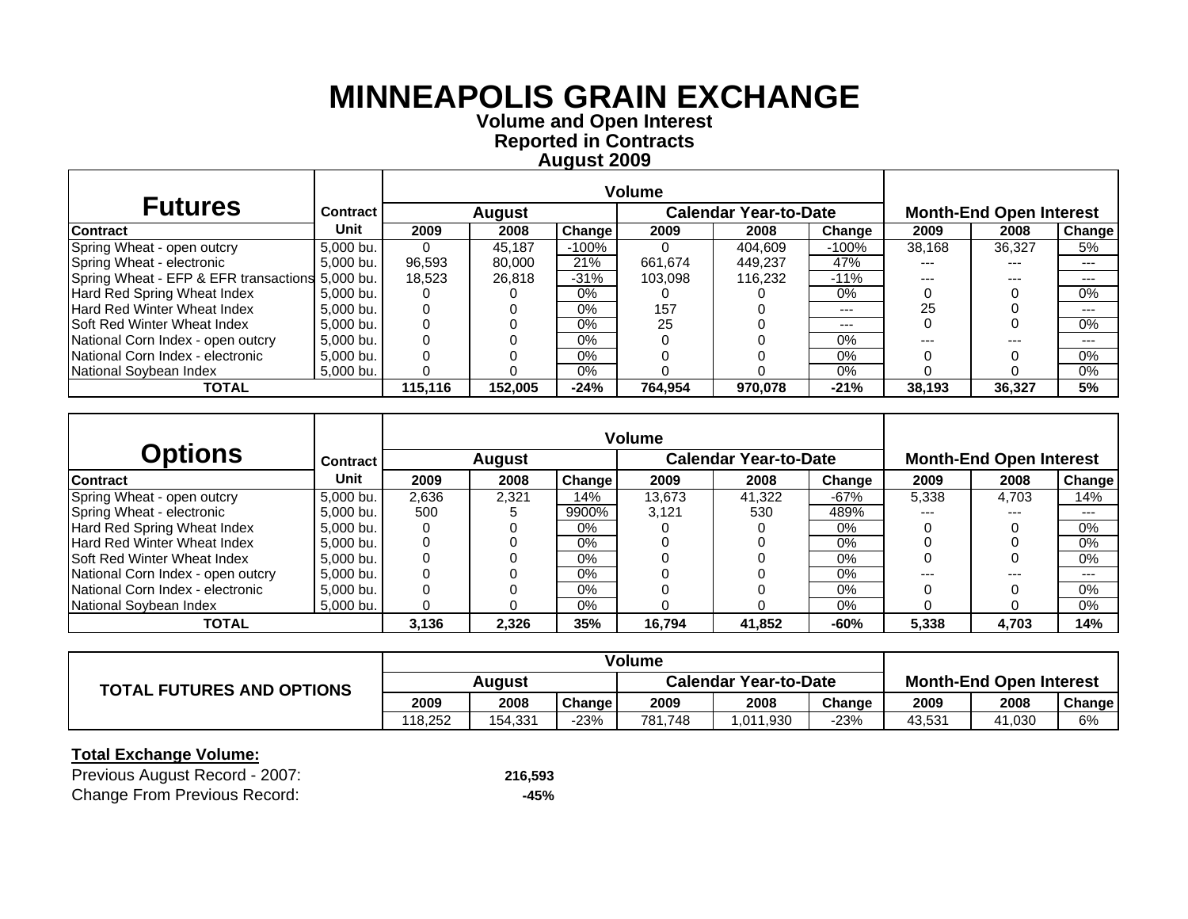# MINNEAPOLIS GRAIN EXCHANGE

**Volume and Open Interest**
**Reported in Contracts**
**August 2009**

| Futures | Contract | Volume | | | | | | Month-End Open Interest | | |
|---|---|---|---|---|---|---|---|---|---|---|
| | | August | | | Calendar Year-to-Date | | | | | |
| Contract | Unit | 2009 | 2008 | Change | 2009 | 2008 | Change | 2009 | 2008 | Change |
| Spring Wheat - open outcry | 5,000 bu. | 0 | 45,187 | -100% | 0 | 404,609 | -100% | 38,168 | 36,327 | 5% |
| Spring Wheat - electronic | 5,000 bu. | 96,593 | 80,000 | 21% | 661,674 | 449,237 | 47% | --- | --- | --- |
| Spring Wheat - EFP & EFR transactions | 5,000 bu. | 18,523 | 26,818 | -31% | 103,098 | 116,232 | -11% | --- | --- | --- |
| Hard Red Spring Wheat Index | 5,000 bu. | 0 | 0 | 0% | 0 | 0 | 0% | 0 | 0 | 0% |
| Hard Red Winter Wheat Index | 5,000 bu. | 0 | 0 | 0% | 157 | 0 | --- | 25 | 0 | --- |
| Soft Red Winter Wheat Index | 5,000 bu. | 0 | 0 | 0% | 25 | 0 | --- | 0 | 0 | 0% |
| National Corn Index - open outcry | 5,000 bu. | 0 | 0 | 0% | 0 | 0 | 0% | --- | --- | --- |
| National Corn Index - electronic | 5,000 bu. | 0 | 0 | 0% | 0 | 0 | 0% | 0 | 0 | 0% |
| National Soybean Index | 5,000 bu. | 0 | 0 | 0% | 0 | 0 | 0% | 0 | 0 | 0% |
| **TOTAL** | | **115,116** | **152,005** | **-24%** | **764,954** | **970,078** | **-21%** | **38,193** | **36,327** | **5%** |

| Options | Contract | Volume | | | | | | Month-End Open Interest | | |
|---|---|---|---|---|---|---|---|---|---|---|
| | | August | | | Calendar Year-to-Date | | | | | |
| Contract | Unit | 2009 | 2008 | Change | 2009 | 2008 | Change | 2009 | 2008 | Change |
| Spring Wheat - open outcry | 5,000 bu. | 2,636 | 2,321 | 14% | 13,673 | 41,322 | -67% | 5,338 | 4,703 | 14% |
| Spring Wheat - electronic | 5,000 bu. | 500 | 5 | 9900% | 3,121 | 530 | 489% | --- | --- | --- |
| Hard Red Spring Wheat Index | 5,000 bu. | 0 | 0 | 0% | 0 | 0 | 0% | 0 | 0 | 0% |
| Hard Red Winter Wheat Index | 5,000 bu. | 0 | 0 | 0% | 0 | 0 | 0% | 0 | 0 | 0% |
| Soft Red Winter Wheat Index | 5,000 bu. | 0 | 0 | 0% | 0 | 0 | 0% | 0 | 0 | 0% |
| National Corn Index - open outcry | 5,000 bu. | 0 | 0 | 0% | 0 | 0 | 0% | --- | --- | --- |
| National Corn Index - electronic | 5,000 bu. | 0 | 0 | 0% | 0 | 0 | 0% | 0 | 0 | 0% |
| National Soybean Index | 5,000 bu. | 0 | 0 | 0% | 0 | 0 | 0% | 0 | 0 | 0% |
| **TOTAL** | | **3,136** | **2,326** | **35%** | **16,794** | **41,852** | **-60%** | **5,338** | **4,703** | **14%** |

| TOTAL FUTURES AND OPTIONS | Volume | | | | | | Month-End Open Interest | | |
|---|---|---|---|---|---|---|---|---|---|
| | August | | | Calendar Year-to-Date | | | | | |
| | 2009 | 2008 | Change | 2009 | 2008 | Change | 2009 | 2008 | Change |
| | 118,252 | 154,331 | -23% | 781,748 | 1,011,930 | -23% | 43,531 | 41,030 | 6% |

**Total Exchange Volume:**

Previous August Record - 2007: **216,593**

Change From Previous Record: **-45%**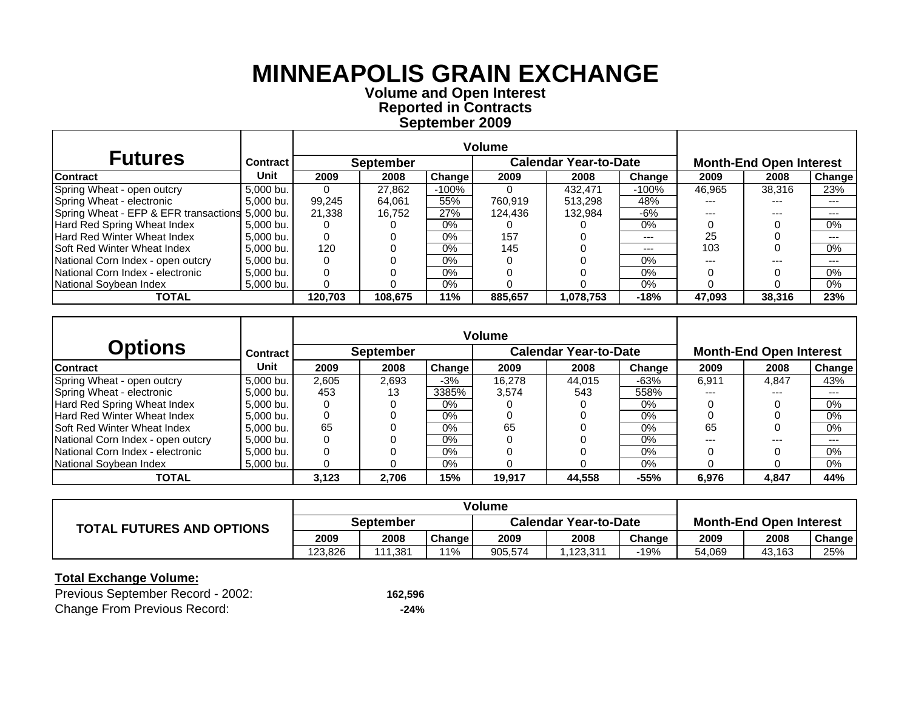# MINNEAPOLIS GRAIN EXCHANGE

**Volume and Open Interest**
**Reported in Contracts**
**September 2009**

| Futures | Contract | Volume | | | | | | Month-End Open Interest | | |
|---|---|---|---|---|---|---|---|---|---|---|
| | | September | | | Calendar Year-to-Date | | | | | |
| Contract | Unit | 2009 | 2008 | Change | 2009 | 2008 | Change | 2009 | 2008 | Change |
| Spring Wheat - open outcry | 5,000 bu. | 0 | 27,862 | -100% | 0 | 432,471 | -100% | 46,965 | 38,316 | 23% |
| Spring Wheat - electronic | 5,000 bu. | 99,245 | 64,061 | 55% | 760,919 | 513,298 | 48% | --- | --- | --- |
| Spring Wheat - EFP & EFR transactions | 5,000 bu. | 21,338 | 16,752 | 27% | 124,436 | 132,984 | -6% | --- | --- | --- |
| Hard Red Spring Wheat Index | 5,000 bu. | 0 | 0 | 0% | 0 | 0 | 0% | 0 | 0 | 0% |
| Hard Red Winter Wheat Index | 5,000 bu. | 0 | 0 | 0% | 157 | 0 | --- | 25 | 0 | --- |
| Soft Red Winter Wheat Index | 5,000 bu. | 120 | 0 | 0% | 145 | 0 | --- | 103 | 0 | 0% |
| National Corn Index - open outcry | 5,000 bu. | 0 | 0 | 0% | 0 | 0 | 0% | --- | --- | --- |
| National Corn Index - electronic | 5,000 bu. | 0 | 0 | 0% | 0 | 0 | 0% | 0 | 0 | 0% |
| National Soybean Index | 5,000 bu. | 0 | 0 | 0% | 0 | 0 | 0% | 0 | 0 | 0% |
| **TOTAL** | | **120,703** | **108,675** | **11%** | **885,657** | **1,078,753** | **-18%** | **47,093** | **38,316** | **23%** |

| Options | Contract | Volume | | | | | | Month-End Open Interest | | |
|---|---|---|---|---|---|---|---|---|---|---|
| | | September | | | Calendar Year-to-Date | | | | | |
| Contract | Unit | 2009 | 2008 | Change | 2009 | 2008 | Change | 2009 | 2008 | Change |
| Spring Wheat - open outcry | 5,000 bu. | 2,605 | 2,693 | -3% | 16,278 | 44,015 | -63% | 6,911 | 4,847 | 43% |
| Spring Wheat - electronic | 5,000 bu. | 453 | 13 | 3385% | 3,574 | 543 | 558% | --- | --- | --- |
| Hard Red Spring Wheat Index | 5,000 bu. | 0 | 0 | 0% | 0 | 0 | 0% | 0 | 0 | 0% |
| Hard Red Winter Wheat Index | 5,000 bu. | 0 | 0 | 0% | 0 | 0 | 0% | 0 | 0 | 0% |
| Soft Red Winter Wheat Index | 5,000 bu. | 65 | 0 | 0% | 65 | 0 | 0% | 65 | 0 | 0% |
| National Corn Index - open outcry | 5,000 bu. | 0 | 0 | 0% | 0 | 0 | 0% | --- | --- | --- |
| National Corn Index - electronic | 5,000 bu. | 0 | 0 | 0% | 0 | 0 | 0% | 0 | 0 | 0% |
| National Soybean Index | 5,000 bu. | 0 | 0 | 0% | 0 | 0 | 0% | 0 | 0 | 0% |
| **TOTAL** | | **3,123** | **2,706** | **15%** | **19,917** | **44,558** | **-55%** | **6,976** | **4,847** | **44%** |

| TOTAL FUTURES AND OPTIONS | Volume | | | | | | Month-End Open Interest | | |
|---|---|---|---|---|---|---|---|---|---|
| | September | | | Calendar Year-to-Date | | | | | |
| | 2009 | 2008 | Change | 2009 | 2008 | Change | 2009 | 2008 | Change |
| | 123,826 | 111,381 | 11% | 905,574 | 1,123,311 | -19% | 54,069 | 43,163 | 25% |

**Total Exchange Volume:**

Previous September Record - 2002: **162,596**

Change From Previous Record: **-24%**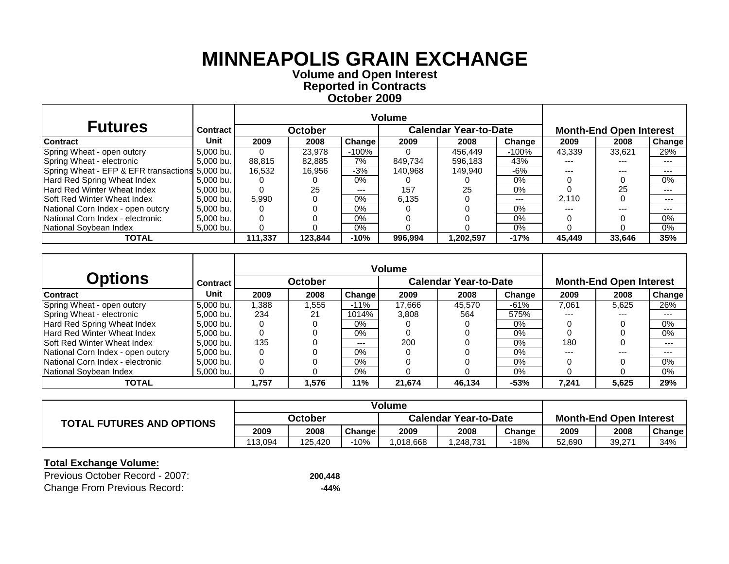# MINNEAPOLIS GRAIN EXCHANGE

**Volume and Open Interest**
**Reported in Contracts**
**October 2009**

| Futures | Contract | Volume | | | | | | Month-End Open Interest | | |
|---|---|---|---|---|---|---|---|---|---|---|
| | | October | | | Calendar Year-to-Date | | | | | |
| Contract | Unit | 2009 | 2008 | Change | 2009 | 2008 | Change | 2009 | 2008 | Change |
| Spring Wheat - open outcry | 5,000 bu. | 0 | 23,978 | -100% | 0 | 456,449 | -100% | 43,339 | 33,621 | 29% |
| Spring Wheat - electronic | 5,000 bu. | 88,815 | 82,885 | 7% | 849,734 | 596,183 | 43% | --- | --- | --- |
| Spring Wheat - EFP & EFR transactions | 5,000 bu. | 16,532 | 16,956 | -3% | 140,968 | 149,940 | -6% | --- | --- | --- |
| Hard Red Spring Wheat Index | 5,000 bu. | 0 | 0 | 0% | 0 | 0 | 0% | 0 | 0 | 0% |
| Hard Red Winter Wheat Index | 5,000 bu. | 0 | 25 | --- | 157 | 25 | 0% | 0 | 25 | --- |
| Soft Red Winter Wheat Index | 5,000 bu. | 5,990 | 0 | 0% | 6,135 | 0 | --- | 2,110 | 0 | --- |
| National Corn Index - open outcry | 5,000 bu. | 0 | 0 | 0% | 0 | 0 | 0% | --- | --- | --- |
| National Corn Index - electronic | 5,000 bu. | 0 | 0 | 0% | 0 | 0 | 0% | 0 | 0 | 0% |
| National Soybean Index | 5,000 bu. | 0 | 0 | 0% | 0 | 0 | 0% | 0 | 0 | 0% |
| **TOTAL** | | **111,337** | **123,844** | **-10%** | **996,994** | **1,202,597** | **-17%** | **45,449** | **33,646** | **35%** |

| Options | Contract | Volume | | | | | | Month-End Open Interest | | |
|---|---|---|---|---|---|---|---|---|---|---|
| | | October | | | Calendar Year-to-Date | | | | | |
| Contract | Unit | 2009 | 2008 | Change | 2009 | 2008 | Change | 2009 | 2008 | Change |
| Spring Wheat - open outcry | 5,000 bu. | 1,388 | 1,555 | -11% | 17,666 | 45,570 | -61% | 7,061 | 5,625 | 26% |
| Spring Wheat - electronic | 5,000 bu. | 234 | 21 | 1014% | 3,808 | 564 | 575% | --- | --- | --- |
| Hard Red Spring Wheat Index | 5,000 bu. | 0 | 0 | 0% | 0 | 0 | 0% | 0 | 0 | 0% |
| Hard Red Winter Wheat Index | 5,000 bu. | 0 | 0 | 0% | 0 | 0 | 0% | 0 | 0 | 0% |
| Soft Red Winter Wheat Index | 5,000 bu. | 135 | 0 | --- | 200 | 0 | 0% | 180 | 0 | --- |
| National Corn Index - open outcry | 5,000 bu. | 0 | 0 | 0% | 0 | 0 | 0% | --- | --- | --- |
| National Corn Index - electronic | 5,000 bu. | 0 | 0 | 0% | 0 | 0 | 0% | 0 | 0 | 0% |
| National Soybean Index | 5,000 bu. | 0 | 0 | 0% | 0 | 0 | 0% | 0 | 0 | 0% |
| **TOTAL** | | **1,757** | **1,576** | **11%** | **21,674** | **46,134** | **-53%** | **7,241** | **5,625** | **29%** |

| TOTAL FUTURES AND OPTIONS | Volume | | | | | | Month-End Open Interest | | |
|---|---|---|---|---|---|---|---|---|---|
| | October | | | Calendar Year-to-Date | | | | | |
| | 2009 | 2008 | Change | 2009 | 2008 | Change | 2009 | 2008 | Change |
| | 113,094 | 125,420 | -10% | 1,018,668 | 1,248,731 | -18% | 52,690 | 39,271 | 34% |

**Total Exchange Volume:**

Previous October Record - 2007: **200,448**

Change From Previous Record: **-44%**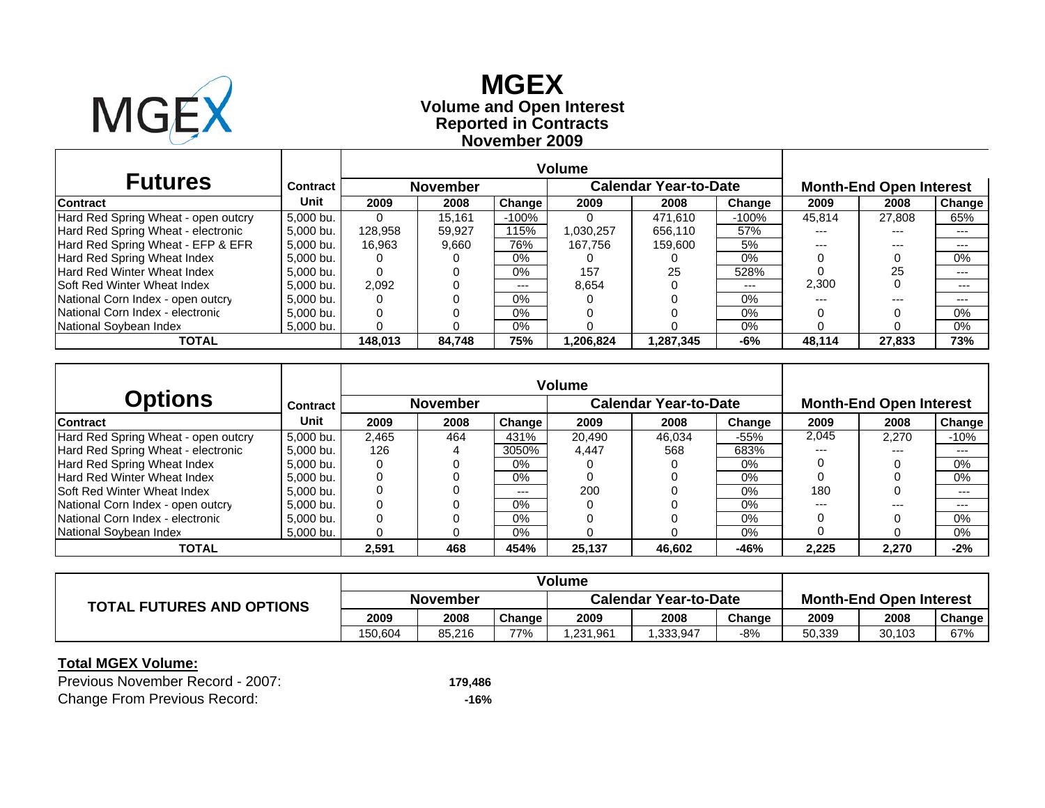# MGEX

**Volume and Open Interest**
**Reported in Contracts**
**November 2009**

| Futures | Contract | Volume | | | | | | Month-End Open Interest | | |
|---|---|---|---|---|---|---|---|---|---|---|
| | | November | | | Calendar Year-to-Date | | | | | |
| Contract | Unit | 2009 | 2008 | Change | 2009 | 2008 | Change | 2009 | 2008 | Change |
| Hard Red Spring Wheat - open outcry | 5,000 bu. | 0 | 15,161 | -100% | 0 | 471,610 | -100% | 45,814 | 27,808 | 65% |
| Hard Red Spring Wheat - electronic | 5,000 bu. | 128,958 | 59,927 | 115% | 1,030,257 | 656,110 | 57% | --- | --- | --- |
| Hard Red Spring Wheat - EFP & EFR | 5,000 bu. | 16,963 | 9,660 | 76% | 167,756 | 159,600 | 5% | --- | --- | --- |
| Hard Red Spring Wheat Index | 5,000 bu. | 0 | 0 | 0% | 0 | 0 | 0% | 0 | 0 | 0% |
| Hard Red Winter Wheat Index | 5,000 bu. | 0 | 0 | 0% | 157 | 25 | 528% | 0 | 25 | --- |
| Soft Red Winter Wheat Index | 5,000 bu. | 2,092 | 0 | --- | 8,654 | 0 | --- | 2,300 | 0 | --- |
| National Corn Index - open outcry | 5,000 bu. | 0 | 0 | 0% | 0 | 0 | 0% | --- | --- | --- |
| National Corn Index - electronic | 5,000 bu. | 0 | 0 | 0% | 0 | 0 | 0% | 0 | 0 | 0% |
| National Soybean Index | 5,000 bu. | 0 | 0 | 0% | 0 | 0 | 0% | 0 | 0 | 0% |
| **TOTAL** | | **148,013** | **84,748** | **75%** | **1,206,824** | **1,287,345** | **-6%** | **48,114** | **27,833** | **73%** |

| Options | Contract | Volume | | | | | | Month-End Open Interest | | |
|---|---|---|---|---|---|---|---|---|---|---|
| | | November | | | Calendar Year-to-Date | | | | | |
| Contract | Unit | 2009 | 2008 | Change | 2009 | 2008 | Change | 2009 | 2008 | Change |
| Hard Red Spring Wheat - open outcry | 5,000 bu. | 2,465 | 464 | 431% | 20,490 | 46,034 | -55% | 2,045 | 2,270 | -10% |
| Hard Red Spring Wheat - electronic | 5,000 bu. | 126 | 4 | 3050% | 4,447 | 568 | 683% | --- | --- | --- |
| Hard Red Spring Wheat Index | 5,000 bu. | 0 | 0 | 0% | 0 | 0 | 0% | 0 | 0 | 0% |
| Hard Red Winter Wheat Index | 5,000 bu. | 0 | 0 | 0% | 0 | 0 | 0% | 0 | 0 | 0% |
| Soft Red Winter Wheat Index | 5,000 bu. | 0 | 0 | --- | 200 | 0 | 0% | 180 | 0 | --- |
| National Corn Index - open outcry | 5,000 bu. | 0 | 0 | 0% | 0 | 0 | 0% | --- | --- | --- |
| National Corn Index - electronic | 5,000 bu. | 0 | 0 | 0% | 0 | 0 | 0% | 0 | 0 | 0% |
| National Soybean Index | 5,000 bu. | 0 | 0 | 0% | 0 | 0 | 0% | 0 | 0 | 0% |
| **TOTAL** | | **2,591** | **468** | **454%** | **25,137** | **46,602** | **-46%** | **2,225** | **2,270** | **-2%** |

| TOTAL FUTURES AND OPTIONS | Volume | | | | | | Month-End Open Interest | | |
|---|---|---|---|---|---|---|---|---|---|
| | November | | | Calendar Year-to-Date | | | | | |
| | 2009 | 2008 | Change | 2009 | 2008 | Change | 2009 | 2008 | Change |
| | 150,604 | 85,216 | 77% | 1,231,961 | 1,333,947 | -8% | 50,339 | 30,103 | 67% |

**Total MGEX Volume:**

Previous November Record - 2007: **179,486**

Change From Previous Record: **-16%**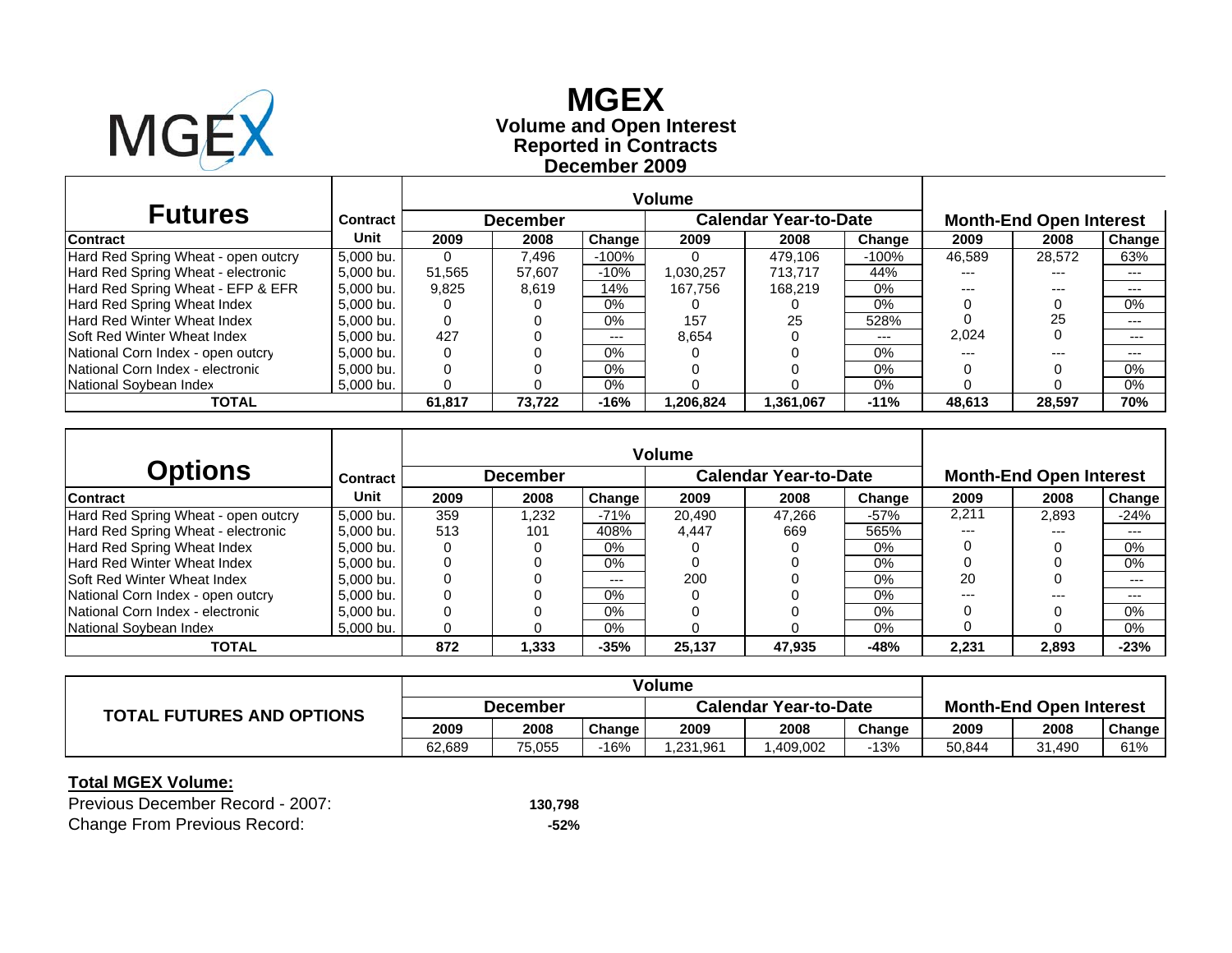# MGEX

**Volume and Open Interest**
**Reported in Contracts**
**December 2009**

| Futures | Contract | Volume | | | | | | Month-End Open Interest | | |
|---|---|---|---|---|---|---|---|---|---|---|
| | | December | | | Calendar Year-to-Date | | | | | |
| Contract | Unit | 2009 | 2008 | Change | 2009 | 2008 | Change | 2009 | 2008 | Change |
| Hard Red Spring Wheat - open outcry | 5,000 bu. | 0 | 7,496 | -100% | 0 | 479,106 | -100% | 46,589 | 28,572 | 63% |
| Hard Red Spring Wheat - electronic | 5,000 bu. | 51,565 | 57,607 | -10% | 1,030,257 | 713,717 | 44% | --- | --- | --- |
| Hard Red Spring Wheat - EFP & EFR | 5,000 bu. | 9,825 | 8,619 | 14% | 167,756 | 168,219 | 0% | --- | --- | --- |
| Hard Red Spring Wheat Index | 5,000 bu. | 0 | 0 | 0% | 0 | 0 | 0% | 0 | 0 | 0% |
| Hard Red Winter Wheat Index | 5,000 bu. | 0 | 0 | 0% | 157 | 25 | 528% | 0 | 25 | --- |
| Soft Red Winter Wheat Index | 5,000 bu. | 427 | 0 | --- | 8,654 | 0 | --- | 2,024 | 0 | --- |
| National Corn Index - open outcry | 5,000 bu. | 0 | 0 | 0% | 0 | 0 | 0% | --- | --- | --- |
| National Corn Index - electronic | 5,000 bu. | 0 | 0 | 0% | 0 | 0 | 0% | 0 | 0 | 0% |
| National Soybean Index | 5,000 bu. | 0 | 0 | 0% | 0 | 0 | 0% | 0 | 0 | 0% |
| **TOTAL** | | **61,817** | **73,722** | **-16%** | **1,206,824** | **1,361,067** | **-11%** | **48,613** | **28,597** | **70%** |

| Options | Contract | Volume | | | | | | Month-End Open Interest | | |
|---|---|---|---|---|---|---|---|---|---|---|
| | | December | | | Calendar Year-to-Date | | | | | |
| Contract | Unit | 2009 | 2008 | Change | 2009 | 2008 | Change | 2009 | 2008 | Change |
| Hard Red Spring Wheat - open outcry | 5,000 bu. | 359 | 1,232 | -71% | 20,490 | 47,266 | -57% | 2,211 | 2,893 | -24% |
| Hard Red Spring Wheat - electronic | 5,000 bu. | 513 | 101 | 408% | 4,447 | 669 | 565% | --- | --- | --- |
| Hard Red Spring Wheat Index | 5,000 bu. | 0 | 0 | 0% | 0 | 0 | 0% | 0 | 0 | 0% |
| Hard Red Winter Wheat Index | 5,000 bu. | 0 | 0 | 0% | 0 | 0 | 0% | 0 | 0 | 0% |
| Soft Red Winter Wheat Index | 5,000 bu. | 0 | 0 | --- | 200 | 0 | 0% | 20 | 0 | --- |
| National Corn Index - open outcry | 5,000 bu. | 0 | 0 | 0% | 0 | 0 | 0% | --- | --- | --- |
| National Corn Index - electronic | 5,000 bu. | 0 | 0 | 0% | 0 | 0 | 0% | 0 | 0 | 0% |
| National Soybean Index | 5,000 bu. | 0 | 0 | 0% | 0 | 0 | 0% | 0 | 0 | 0% |
| **TOTAL** | | **872** | **1,333** | **-35%** | **25,137** | **47,935** | **-48%** | **2,231** | **2,893** | **-23%** |

| TOTAL FUTURES AND OPTIONS | Volume | | | | | | Month-End Open Interest | | |
|---|---|---|---|---|---|---|---|---|---|
| | December | | | Calendar Year-to-Date | | | | | |
| | 2009 | 2008 | Change | 2009 | 2008 | Change | 2009 | 2008 | Change |
| | 62,689 | 75,055 | -16% | 1,231,961 | 1,409,002 | -13% | 50,844 | 31,490 | 61% |

**Total MGEX Volume:**

Previous December Record - 2007: **130,798**

Change From Previous Record: **-52%**